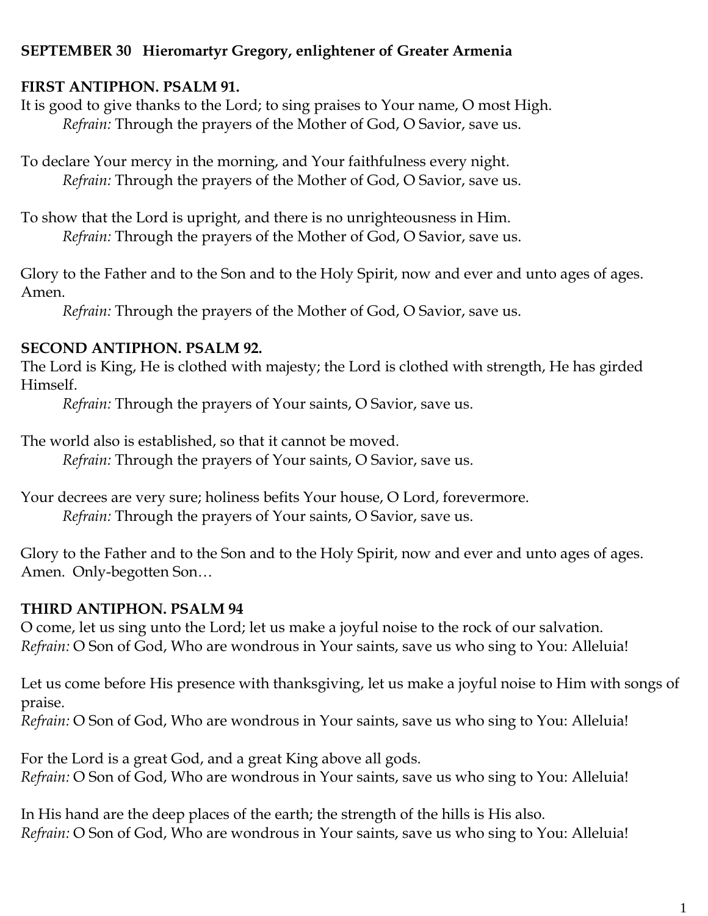**SEPTEMBER 30 Hieromartyr Gregory, enlightener of Greater Armenia**

**FIRST ANTIPHON. PSALM 91.**

It is good to give thanks to the Lord; to sing praises to Your name, O most High.
*Refrain:* Through the prayers of the Mother of God, O Savior, save us.

To declare Your mercy in the morning, and Your faithfulness every night.
*Refrain:* Through the prayers of the Mother of God, O Savior, save us.

To show that the Lord is upright, and there is no unrighteousness in Him.
*Refrain:* Through the prayers of the Mother of God, O Savior, save us.

Glory to the Father and to the Son and to the Holy Spirit, now and ever and unto ages of ages. Amen.
*Refrain:* Through the prayers of the Mother of God, O Savior, save us.

**SECOND ANTIPHON. PSALM 92.**

The Lord is King, He is clothed with majesty; the Lord is clothed with strength, He has girded Himself.
*Refrain:* Through the prayers of Your saints, O Savior, save us.

The world also is established, so that it cannot be moved.
*Refrain:* Through the prayers of Your saints, O Savior, save us.

Your decrees are very sure; holiness befits Your house, O Lord, forevermore.
*Refrain:* Through the prayers of Your saints, O Savior, save us.

Glory to the Father and to the Son and to the Holy Spirit, now and ever and unto ages of ages. Amen. Only-begotten Son…

**THIRD ANTIPHON. PSALM 94**

O come, let us sing unto the Lord; let us make a joyful noise to the rock of our salvation.
*Refrain:* O Son of God, Who are wondrous in Your saints, save us who sing to You: Alleluia!

Let us come before His presence with thanksgiving, let us make a joyful noise to Him with songs of praise.
*Refrain:* O Son of God, Who are wondrous in Your saints, save us who sing to You: Alleluia!

For the Lord is a great God, and a great King above all gods.
*Refrain:* O Son of God, Who are wondrous in Your saints, save us who sing to You: Alleluia!

In His hand are the deep places of the earth; the strength of the hills is His also.
*Refrain:* O Son of God, Who are wondrous in Your saints, save us who sing to You: Alleluia!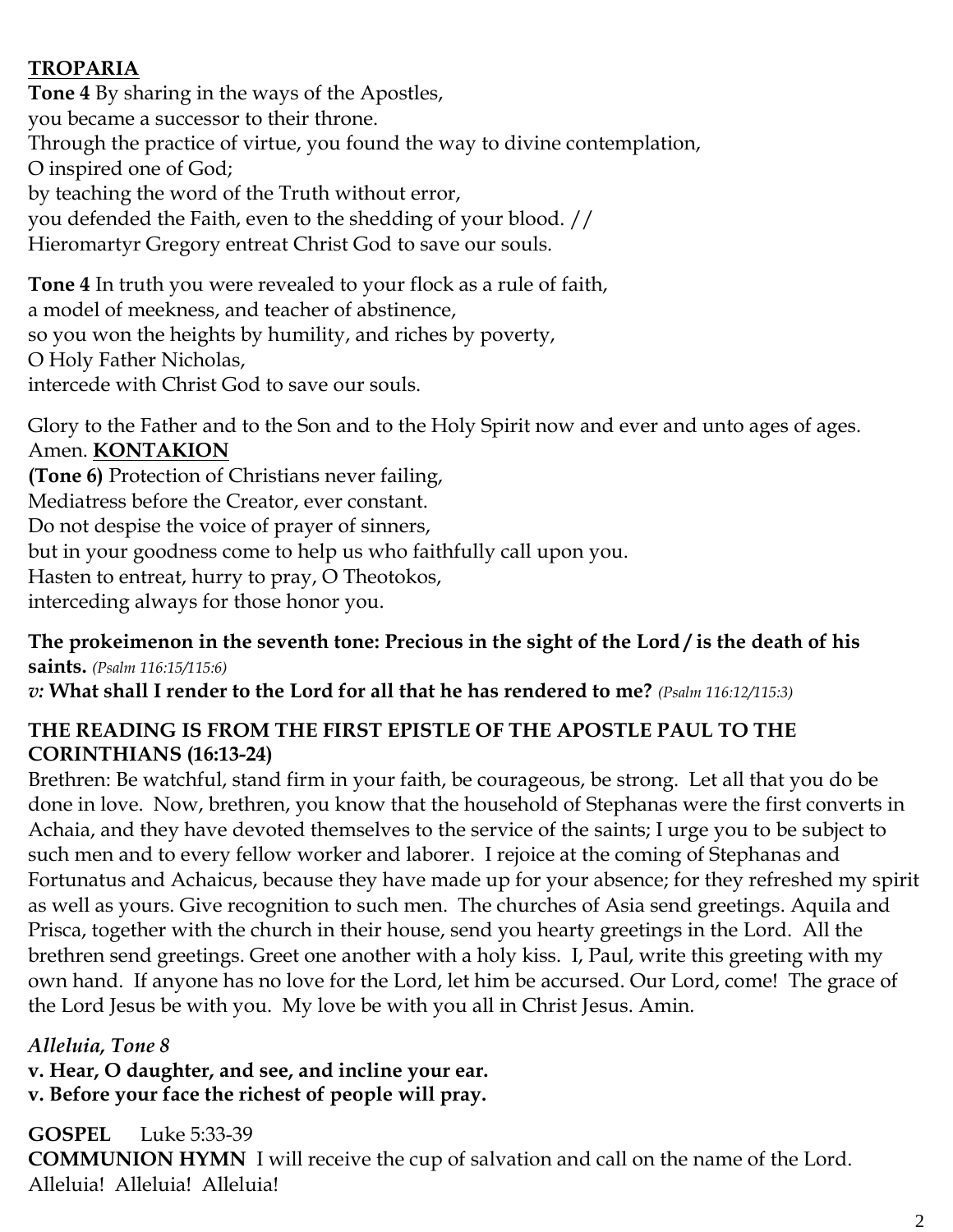**TROPARIA**

**Tone 4** By sharing in the ways of the Apostles,
you became a successor to their throne.
Through the practice of virtue, you found the way to divine contemplation,
O inspired one of God;
by teaching the word of the Truth without error,
you defended the Faith, even to the shedding of your blood. //
Hieromartyr Gregory entreat Christ God to save our souls.

**Tone 4** In truth you were revealed to your flock as a rule of faith,
a model of meekness, and teacher of abstinence,
so you won the heights by humility, and riches by poverty,
O Holy Father Nicholas,
intercede with Christ God to save our souls.

Glory to the Father and to the Son and to the Holy Spirit now and ever and unto ages of ages. Amen. **KONTAKION**

**(Tone 6)** Protection of Christians never failing,
Mediatress before the Creator, ever constant.
Do not despise the voice of prayer of sinners,
but in your goodness come to help us who faithfully call upon you.
Hasten to entreat, hurry to pray, O Theotokos,
interceding always for those honor you.

**The prokeimenon in the seventh tone: Precious in the sight of the Lord / is the death of his saints.** *(Psalm 116:15/115:6)*

*v:* **What shall I render to the Lord for all that he has rendered to me?** *(Psalm 116:12/115:3)*

**THE READING IS FROM THE FIRST EPISTLE OF THE APOSTLE PAUL TO THE CORINTHIANS (16:13-24)**

Brethren: Be watchful, stand firm in your faith, be courageous, be strong. Let all that you do be done in love. Now, brethren, you know that the household of Stephanas were the first converts in Achaia, and they have devoted themselves to the service of the saints; I urge you to be subject to such men and to every fellow worker and laborer. I rejoice at the coming of Stephanas and Fortunatus and Achaicus, because they have made up for your absence; for they refreshed my spirit as well as yours. Give recognition to such men. The churches of Asia send greetings. Aquila and Prisca, together with the church in their house, send you hearty greetings in the Lord. All the brethren send greetings. Greet one another with a holy kiss. I, Paul, write this greeting with my own hand. If anyone has no love for the Lord, let him be accursed. Our Lord, come! The grace of the Lord Jesus be with you. My love be with you all in Christ Jesus. Amin.

***Alleluia, Tone 8***

**v. Hear, O daughter, and see, and incline your ear.**
**v. Before your face the richest of people will pray.**

**GOSPEL** Luke 5:33-39

**COMMUNION HYMN** I will receive the cup of salvation and call on the name of the Lord. Alleluia! Alleluia! Alleluia!